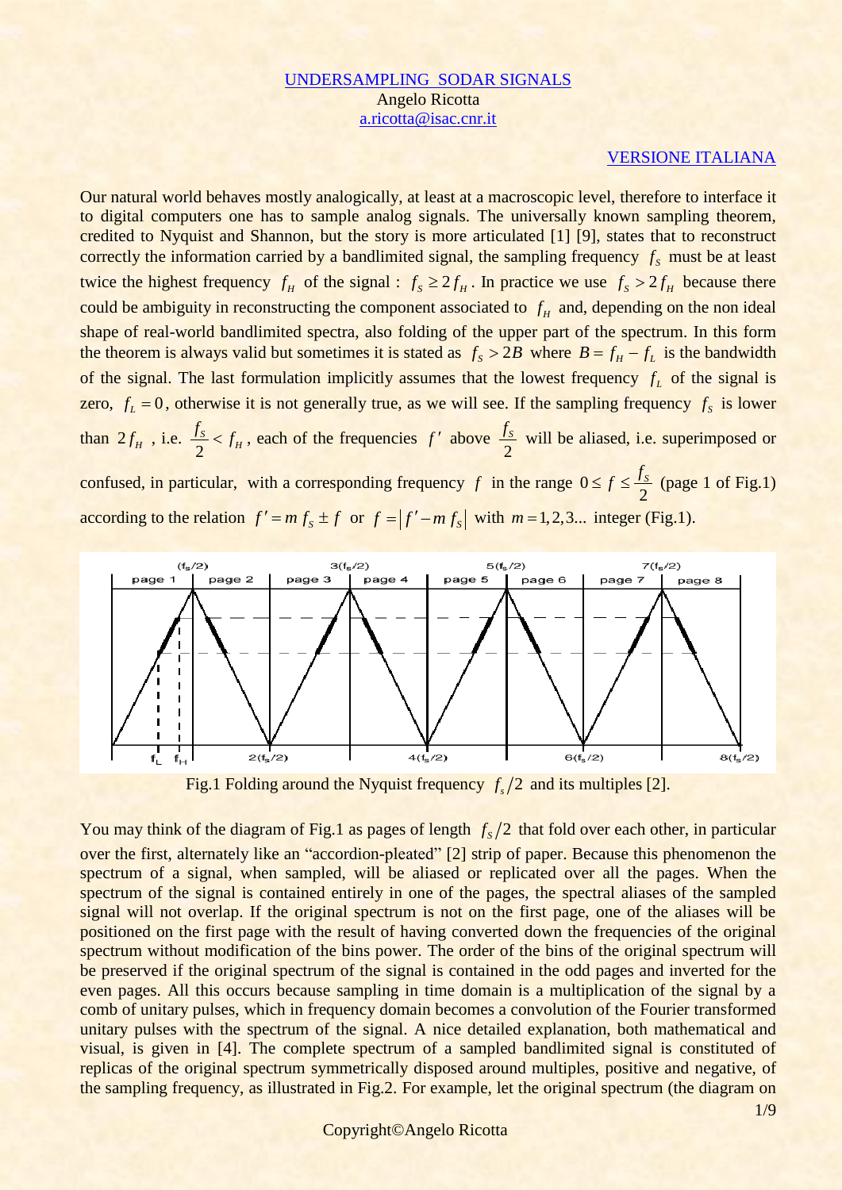# UNDERSAMPLING SODAR SIGNALS

Angelo Ricotta
a.ricotta@isac.cnr.it

VERSIONE ITALIANA

Our natural world behaves mostly analogically, at least at a macroscopic level, therefore to interface it to digital computers one has to sample analog signals. The universally known sampling theorem, credited to Nyquist and Shannon, but the story is more articulated [1] [9], states that to reconstruct correctly the information carried by a bandlimited signal, the sampling frequency $f_S$ must be at least twice the highest frequency $f_H$ of the signal : $f_S \geq 2 f_H$. In practice we use $f_S > 2 f_H$ because there could be ambiguity in reconstructing the component associated to $f_H$ and, depending on the non ideal shape of real-world bandlimited spectra, also folding of the upper part of the spectrum. In this form the theorem is always valid but sometimes it is stated as $f_S > 2B$ where $B = f_H - f_L$ is the bandwidth of the signal. The last formulation implicitly assumes that the lowest frequency $f_L$ of the signal is zero, $f_L = 0$, otherwise it is not generally true, as we will see. If the sampling frequency $f_S$ is lower than $2 f_H$ , i.e. $\frac{f_S}{2} < f_H$, each of the frequencies $f'$ above $\frac{f_S}{2}$ will be aliased, i.e. superimposed or confused, in particular, with a corresponding frequency $f$ in the range $0 \leq f \leq \frac{f_S}{2}$ (page 1 of Fig.1) according to the relation $f' = m\, f_S \pm f$ or $f = \left| f' - m\, f_S \right|$ with $m = 1, 2, 3...$ integer (Fig.1).

Fig.1 Folding around the Nyquist frequency $f_s/2$ and its multiples [2].

You may think of the diagram of Fig.1 as pages of length $f_S/2$ that fold over each other, in particular over the first, alternately like an “accordion-pleated” [2] strip of paper. Because this phenomenon the spectrum of a signal, when sampled, will be aliased or replicated over all the pages. When the spectrum of the signal is contained entirely in one of the pages, the spectral aliases of the sampled signal will not overlap. If the original spectrum is not on the first page, one of the aliases will be positioned on the first page with the result of having converted down the frequencies of the original spectrum without modification of the bins power. The order of the bins of the original spectrum will be preserved if the original spectrum of the signal is contained in the odd pages and inverted for the even pages. All this occurs because sampling in time domain is a multiplication of the signal by a comb of unitary pulses, which in frequency domain becomes a convolution of the Fourier transformed unitary pulses with the spectrum of the signal. A nice detailed explanation, both mathematical and visual, is given in [4]. The complete spectrum of a sampled bandlimited signal is constituted of replicas of the original spectrum symmetrically disposed around multiples, positive and negative, of the sampling frequency, as illustrated in Fig.2. For example, let the original spectrum (the diagram on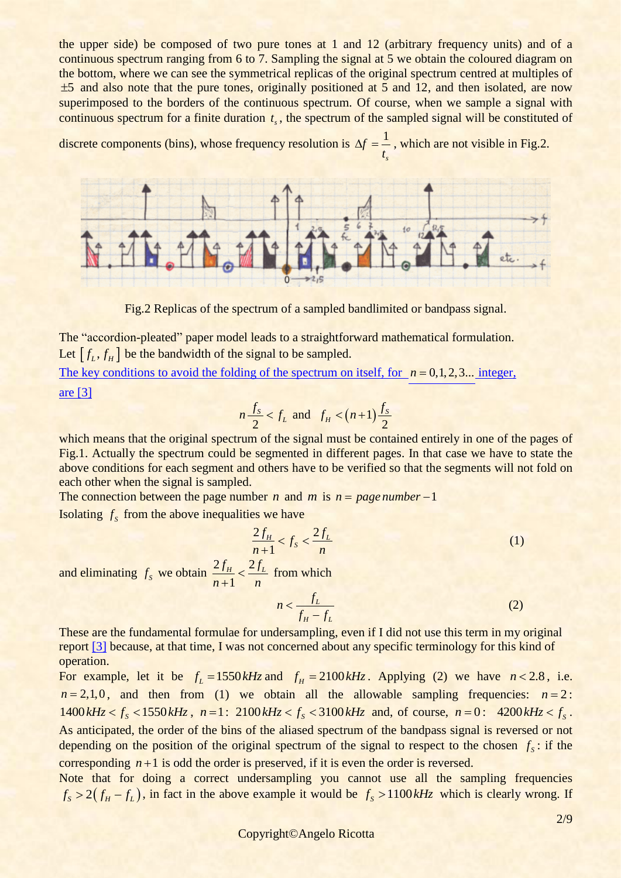the upper side) be composed of two pure tones at 1 and 12 (arbitrary frequency units) and of a continuous spectrum ranging from 6 to 7. Sampling the signal at 5 we obtain the coloured diagram on the bottom, where we can see the symmetrical replicas of the original spectrum centred at multiples of $\pm 5$ and also note that the pure tones, originally positioned at 5 and 12, and then isolated, are now superimposed to the borders of the continuous spectrum. Of course, when we sample a signal with continuous spectrum for a finite duration $t_s$, the spectrum of the sampled signal will be constituted of discrete components (bins), whose frequency resolution is $\Delta f = \dfrac{1}{t_s}$, which are not visible in Fig.2.

Fig.2 Replicas of the spectrum of a sampled bandlimited or bandpass signal.

The "accordion-pleated" paper model leads to a straightforward mathematical formulation.
Let $[f_L, f_H]$ be the bandwidth of the signal to be sampled.
The key conditions to avoid the folding of the spectrum on itself, for $n = 0,1,2,3...$ integer, are [3]

$$n\frac{f_S}{2} < f_L \text{ and } f_H < (n+1)\frac{f_S}{2}$$

which means that the original spectrum of the signal must be contained entirely in one of the pages of Fig.1. Actually the spectrum could be segmented in different pages. In that case we have to state the above conditions for each segment and others have to be verified so that the segments will not fold on each other when the signal is sampled.
The connection between the page number $n$ and $m$ is $n = page\,number - 1$
Isolating $f_S$ from the above inequalities we have

$$\frac{2f_H}{n+1} < f_S < \frac{2f_L}{n} \tag{1}$$

and eliminating $f_S$ we obtain $\dfrac{2f_H}{n+1} < \dfrac{2f_L}{n}$ from which

$$n < \frac{f_L}{f_H - f_L} \tag{2}$$

These are the fundamental formulae for undersampling, even if I did not use this term in my original report [3] because, at that time, I was not concerned about any specific terminology for this kind of operation.
For example, let it be $f_L = 1550\,kHz$ and $f_H = 2100\,kHz$. Applying (2) we have $n < 2.8$, i.e. $n = 2,1,0$, and then from (1) we obtain all the allowable sampling frequencies: $n = 2$: $1400\,kHz < f_S < 1550\,kHz$, $n = 1$: $2100\,kHz < f_S < 3100\,kHz$ and, of course, $n = 0$: $4200\,kHz < f_S$.
As anticipated, the order of the bins of the aliased spectrum of the bandpass signal is reversed or not depending on the position of the original spectrum of the signal to respect to the chosen $f_S$: if the corresponding $n+1$ is odd the order is preserved, if it is even the order is reversed.
Note that for doing a correct undersampling you cannot use all the sampling frequencies $f_S > 2(f_H - f_L)$, in fact in the above example it would be $f_S > 1100\,kHz$ which is clearly wrong. If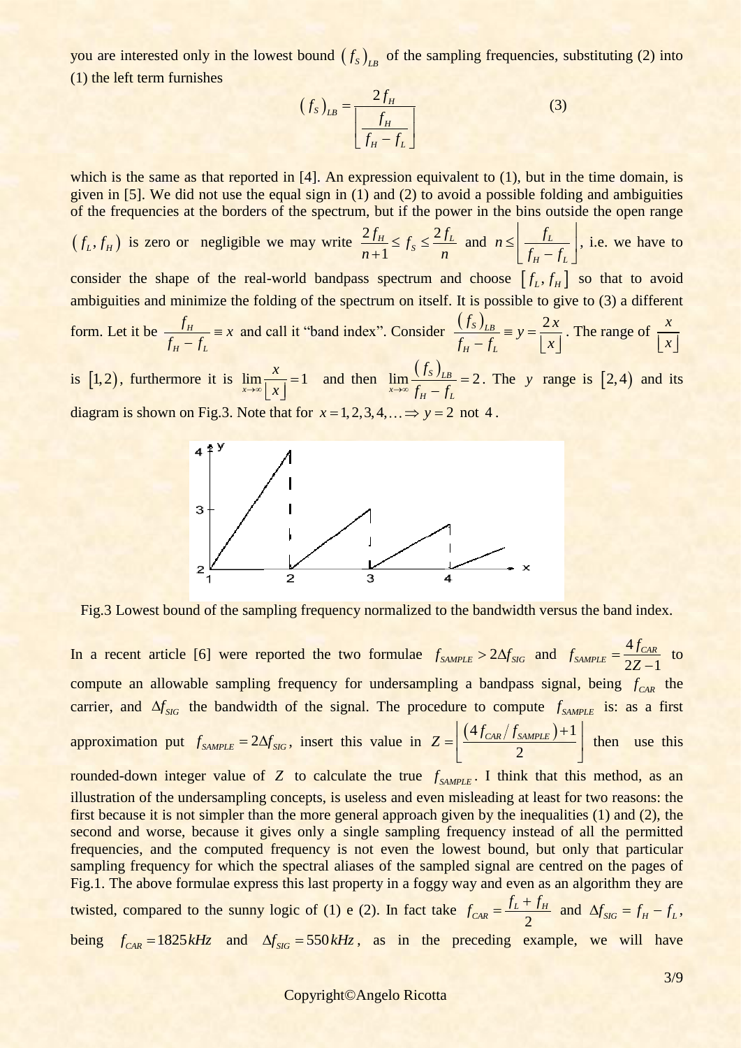you are interested only in the lowest bound $(f_S)_{LB}$ of the sampling frequencies, substituting (2) into (1) the left term furnishes

$$(f_S)_{LB} = \frac{2f_H}{\left\lfloor \frac{f_H}{f_H - f_L} \right\rfloor} \tag{3}$$

which is the same as that reported in [4]. An expression equivalent to (1), but in the time domain, is given in [5]. We did not use the equal sign in (1) and (2) to avoid a possible folding and ambiguities of the frequencies at the borders of the spectrum, but if the power in the bins outside the open range $(f_L, f_H)$ is zero or negligible we may write $\frac{2f_H}{n+1} \le f_S \le \frac{2f_L}{n}$ and $n \le \left\lfloor \frac{f_L}{f_H - f_L} \right\rfloor$, i.e. we have to consider the shape of the real-world bandpass spectrum and choose $[f_L, f_H]$ so that to avoid ambiguities and minimize the folding of the spectrum on itself. It is possible to give to (3) a different form. Let it be $\frac{f_H}{f_H - f_L} \equiv x$ and call it "band index". Consider $\frac{(f_S)_{LB}}{f_H - f_L} \equiv y = \frac{2x}{\lfloor x \rfloor}$. The range of $\frac{x}{\lfloor x \rfloor}$ is $[1,2)$, furthermore it is $\lim_{x\to\infty} \frac{x}{\lfloor x \rfloor} = 1$ and then $\lim_{x\to\infty} \frac{(f_S)_{LB}}{f_H - f_L} = 2$. The $y$ range is $[2,4)$ and its diagram is shown on Fig.3. Note that for $x = 1,2,3,4,\ldots \Rightarrow y = 2$ not $4$.

Fig.3 Lowest bound of the sampling frequency normalized to the bandwidth versus the band index.

In a recent article [6] were reported the two formulae $f_{SAMPLE} > 2\Delta f_{SIG}$ and $f_{SAMPLE} = \frac{4f_{CAR}}{2Z-1}$ to compute an allowable sampling frequency for undersampling a bandpass signal, being $f_{CAR}$ the carrier, and $\Delta f_{SIG}$ the bandwidth of the signal. The procedure to compute $f_{SAMPLE}$ is: as a first approximation put $f_{SAMPLE} = 2\Delta f_{SIG}$, insert this value in $Z = \left\lfloor \frac{(4f_{CAR}/f_{SAMPLE})+1}{2} \right\rfloor$ then use this rounded-down integer value of $Z$ to calculate the true $f_{SAMPLE}$. I think that this method, as an illustration of the undersampling concepts, is useless and even misleading at least for two reasons: the first because it is not simpler than the more general approach given by the inequalities (1) and (2), the second and worse, because it gives only a single sampling frequency instead of all the permitted frequencies, and the computed frequency is not even the lowest bound, but only that particular sampling frequency for which the spectral aliases of the sampled signal are centred on the pages of Fig.1. The above formulae express this last property in a foggy way and even as an algorithm they are twisted, compared to the sunny logic of (1) e (2). In fact take $f_{CAR} = \frac{f_L + f_H}{2}$ and $\Delta f_{SIG} = f_H - f_L$, being $f_{CAR} = 1825\,kHz$ and $\Delta f_{SIG} = 550\,kHz$, as in the preceding example, we will have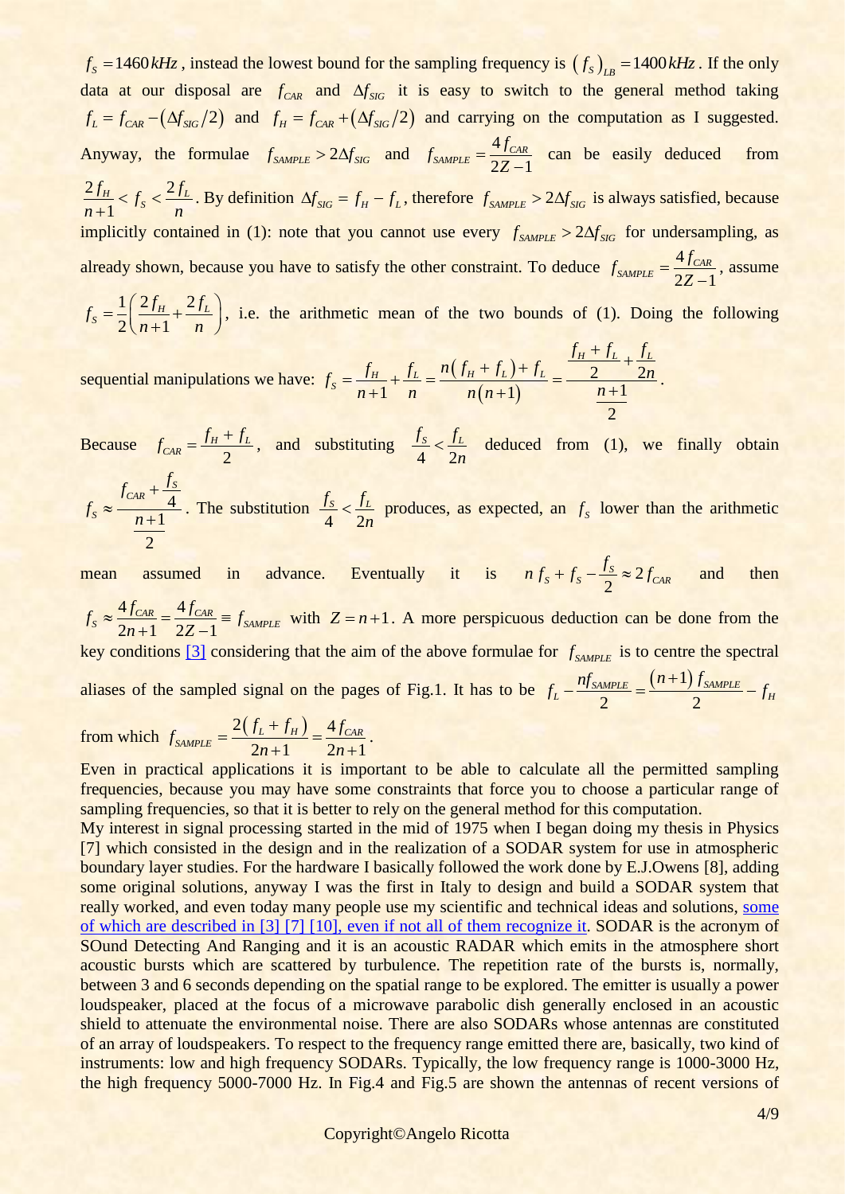$f_S = 1460\,kHz$, instead the lowest bound for the sampling frequency is $(f_S)_{LB} = 1400\,kHz$. If the only data at our disposal are $f_{CAR}$ and $\Delta f_{SIG}$ it is easy to switch to the general method taking $f_L = f_{CAR} - (\Delta f_{SIG}/2)$ and $f_H = f_{CAR} + (\Delta f_{SIG}/2)$ and carrying on the computation as I suggested. Anyway, the formulae $f_{SAMPLE} > 2\Delta f_{SIG}$ and $f_{SAMPLE} = \dfrac{4 f_{CAR}}{2Z-1}$ can be easily deduced from $\dfrac{2f_H}{n+1} < f_S < \dfrac{2f_L}{n}$. By definition $\Delta f_{SIG} = f_H - f_L$, therefore $f_{SAMPLE} > 2\Delta f_{SIG}$ is always satisfied, because implicitly contained in (1): note that you cannot use every $f_{SAMPLE} > 2\Delta f_{SIG}$ for undersampling, as already shown, because you have to satisfy the other constraint. To deduce $f_{SAMPLE} = \dfrac{4 f_{CAR}}{2Z-1}$, assume $f_S = \dfrac{1}{2}\left(\dfrac{2f_H}{n+1} + \dfrac{2f_L}{n}\right)$, i.e. the arithmetic mean of the two bounds of (1). Doing the following sequential manipulations we have: $f_S = \dfrac{f_H}{n+1} + \dfrac{f_L}{n} = \dfrac{n(f_H + f_L) + f_L}{n(n+1)} = \dfrac{\dfrac{f_H + f_L}{2} + \dfrac{f_L}{2n}}{\dfrac{n+1}{2}}$.

Because $f_{CAR} = \dfrac{f_H + f_L}{2}$, and substituting $\dfrac{f_S}{4} < \dfrac{f_L}{2n}$ deduced from (1), we finally obtain $f_S \approx \dfrac{f_{CAR} + \dfrac{f_S}{4}}{\dfrac{n+1}{2}}$. The substitution $\dfrac{f_S}{4} < \dfrac{f_L}{2n}$ produces, as expected, an $f_S$ lower than the arithmetic mean assumed in advance. Eventually it is $n\,f_S + f_S - \dfrac{f_S}{2} \approx 2\,f_{CAR}$ and then $f_S \approx \dfrac{4 f_{CAR}}{2n+1} = \dfrac{4 f_{CAR}}{2Z-1} \equiv f_{SAMPLE}$ with $Z = n+1$. A more perspicuous deduction can be done from the key conditions [3] considering that the aim of the above formulae for $f_{SAMPLE}$ is to centre the spectral aliases of the sampled signal on the pages of Fig.1. It has to be $f_L - \dfrac{n f_{SAMPLE}}{2} = \dfrac{(n+1) f_{SAMPLE}}{2} - f_H$ from which $f_{SAMPLE} = \dfrac{2(f_L + f_H)}{2n+1} = \dfrac{4 f_{CAR}}{2n+1}$.

Even in practical applications it is important to be able to calculate all the permitted sampling frequencies, because you may have some constraints that force you to choose a particular range of sampling frequencies, so that it is better to rely on the general method for this computation.

My interest in signal processing started in the mid of 1975 when I began doing my thesis in Physics [7] which consisted in the design and in the realization of a SODAR system for use in atmospheric boundary layer studies. For the hardware I basically followed the work done by E.J.Owens [8], adding some original solutions, anyway I was the first in Italy to design and build a SODAR system that really worked, and even today many people use my scientific and technical ideas and solutions, some of which are described in [3] [7] [10], even if not all of them recognize it. SODAR is the acronym of SOund Detecting And Ranging and it is an acoustic RADAR which emits in the atmosphere short acoustic bursts which are scattered by turbulence. The repetition rate of the bursts is, normally, between 3 and 6 seconds depending on the spatial range to be explored. The emitter is usually a power loudspeaker, placed at the focus of a microwave parabolic dish generally enclosed in an acoustic shield to attenuate the environmental noise. There are also SODARs whose antennas are constituted of an array of loudspeakers. To respect to the frequency range emitted there are, basically, two kind of instruments: low and high frequency SODARs. Typically, the low frequency range is 1000-3000 Hz, the high frequency 5000-7000 Hz. In Fig.4 and Fig.5 are shown the antennas of recent versions of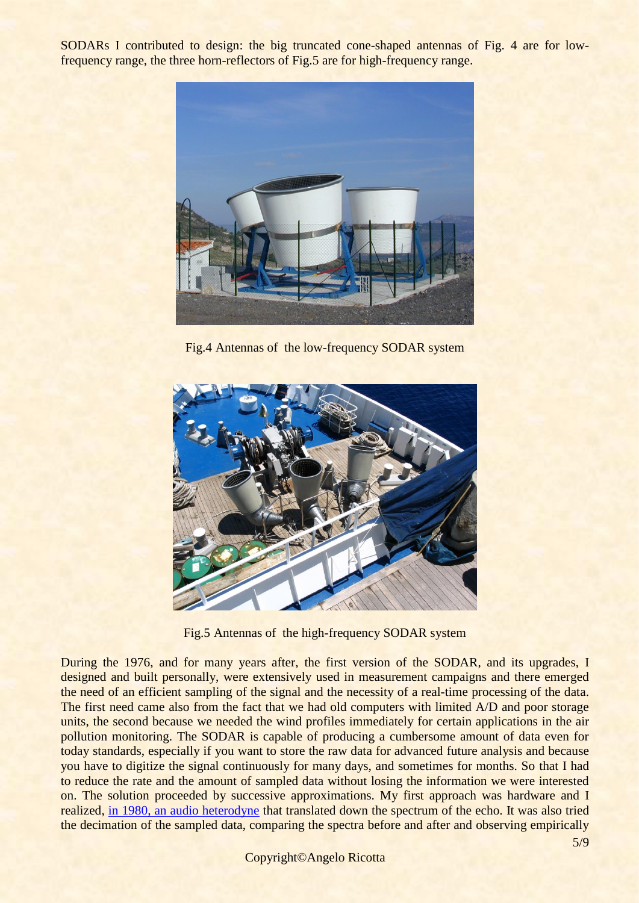SODARs I contributed to design: the big truncated cone-shaped antennas of Fig. 4 are for low-frequency range, the three horn-reflectors of Fig.5 are for high-frequency range.

Fig.4 Antennas of the low-frequency SODAR system

Fig.5 Antennas of the high-frequency SODAR system

During the 1976, and for many years after, the first version of the SODAR, and its upgrades, I designed and built personally, were extensively used in measurement campaigns and there emerged the need of an efficient sampling of the signal and the necessity of a real-time processing of the data. The first need came also from the fact that we had old computers with limited A/D and poor storage units, the second because we needed the wind profiles immediately for certain applications in the air pollution monitoring. The SODAR is capable of producing a cumbersome amount of data even for today standards, especially if you want to store the raw data for advanced future analysis and because you have to digitize the signal continuously for many days, and sometimes for months. So that I had to reduce the rate and the amount of sampled data without losing the information we were interested on. The solution proceeded by successive approximations. My first approach was hardware and I realized, [in 1980, an audio heterodyne] that translated down the spectrum of the echo. It was also tried the decimation of the sampled data, comparing the spectra before and after and observing empirically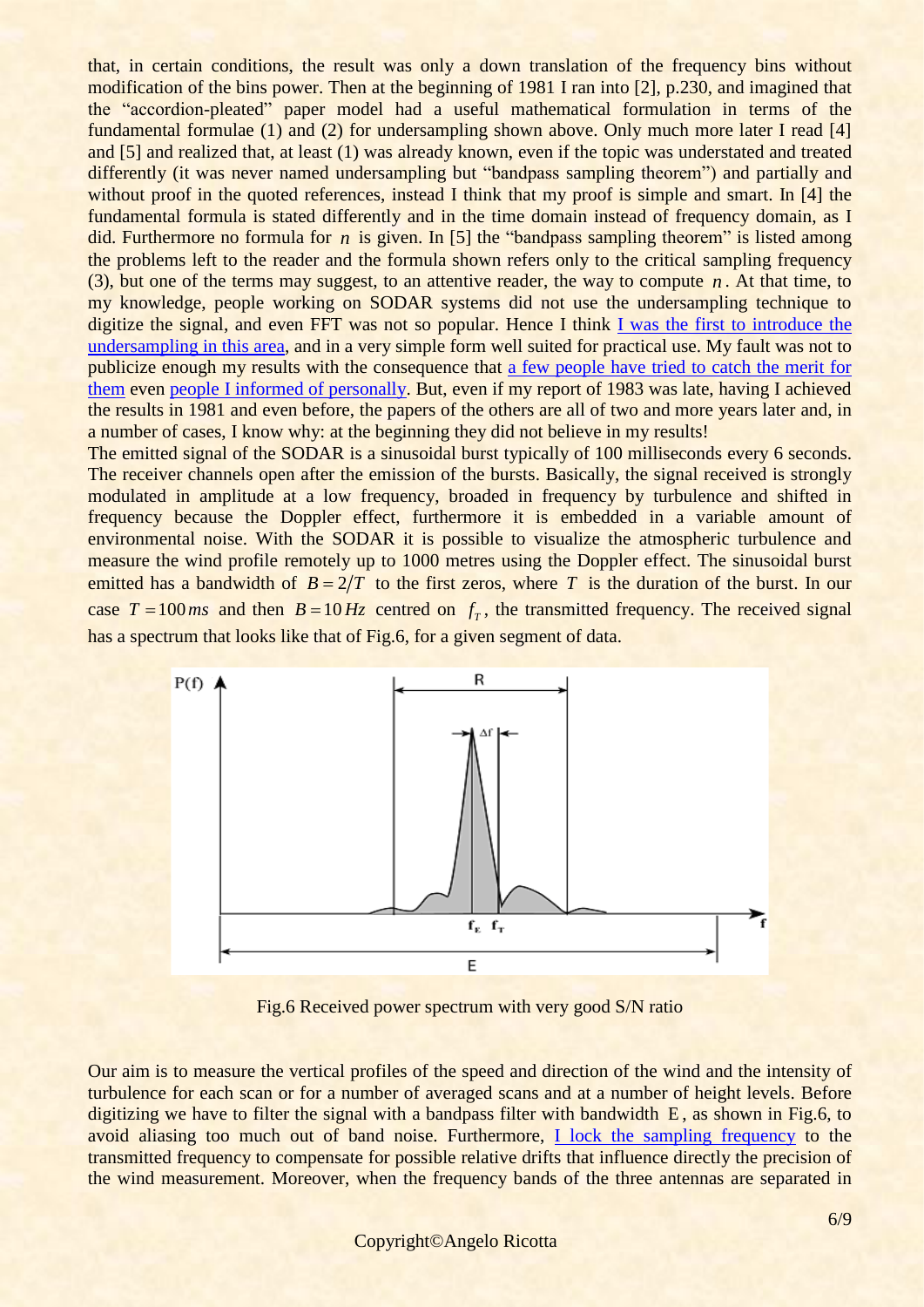that, in certain conditions, the result was only a down translation of the frequency bins without modification of the bins power. Then at the beginning of 1981 I ran into [2], p.230, and imagined that the "accordion-pleated" paper model had a useful mathematical formulation in terms of the fundamental formulae (1) and (2) for undersampling shown above. Only much more later I read [4] and [5] and realized that, at least (1) was already known, even if the topic was understated and treated differently (it was never named undersampling but "bandpass sampling theorem") and partially and without proof in the quoted references, instead I think that my proof is simple and smart. In [4] the fundamental formula is stated differently and in the time domain instead of frequency domain, as I did. Furthermore no formula for $n$ is given. In [5] the "bandpass sampling theorem" is listed among the problems left to the reader and the formula shown refers only to the critical sampling frequency (3), but one of the terms may suggest, to an attentive reader, the way to compute $n$. At that time, to my knowledge, people working on SODAR systems did not use the undersampling technique to digitize the signal, and even FFT was not so popular. Hence I think I was the first to introduce the undersampling in this area, and in a very simple form well suited for practical use. My fault was not to publicize enough my results with the consequence that a few people have tried to catch the merit for them even people I informed of personally. But, even if my report of 1983 was late, having I achieved the results in 1981 and even before, the papers of the others are all of two and more years later and, in a number of cases, I know why: at the beginning they did not believe in my results!

The emitted signal of the SODAR is a sinusoidal burst typically of 100 milliseconds every 6 seconds. The receiver channels open after the emission of the bursts. Basically, the signal received is strongly modulated in amplitude at a low frequency, broaded in frequency by turbulence and shifted in frequency because the Doppler effect, furthermore it is embedded in a variable amount of environmental noise. With the SODAR it is possible to visualize the atmospheric turbulence and measure the wind profile remotely up to 1000 metres using the Doppler effect. The sinusoidal burst emitted has a bandwidth of $B = 2/T$ to the first zeros, where $T$ is the duration of the burst. In our case $T = 100\,ms$ and then $B = 10\,Hz$ centred on $f_T$, the transmitted frequency. The received signal has a spectrum that looks like that of Fig.6, for a given segment of data.

Fig.6 Received power spectrum with very good S/N ratio

Our aim is to measure the vertical profiles of the speed and direction of the wind and the intensity of turbulence for each scan or for a number of averaged scans and at a number of height levels. Before digitizing we have to filter the signal with a bandpass filter with bandwidth E, as shown in Fig.6, to avoid aliasing too much out of band noise. Furthermore, I lock the sampling frequency to the transmitted frequency to compensate for possible relative drifts that influence directly the precision of the wind measurement. Moreover, when the frequency bands of the three antennas are separated in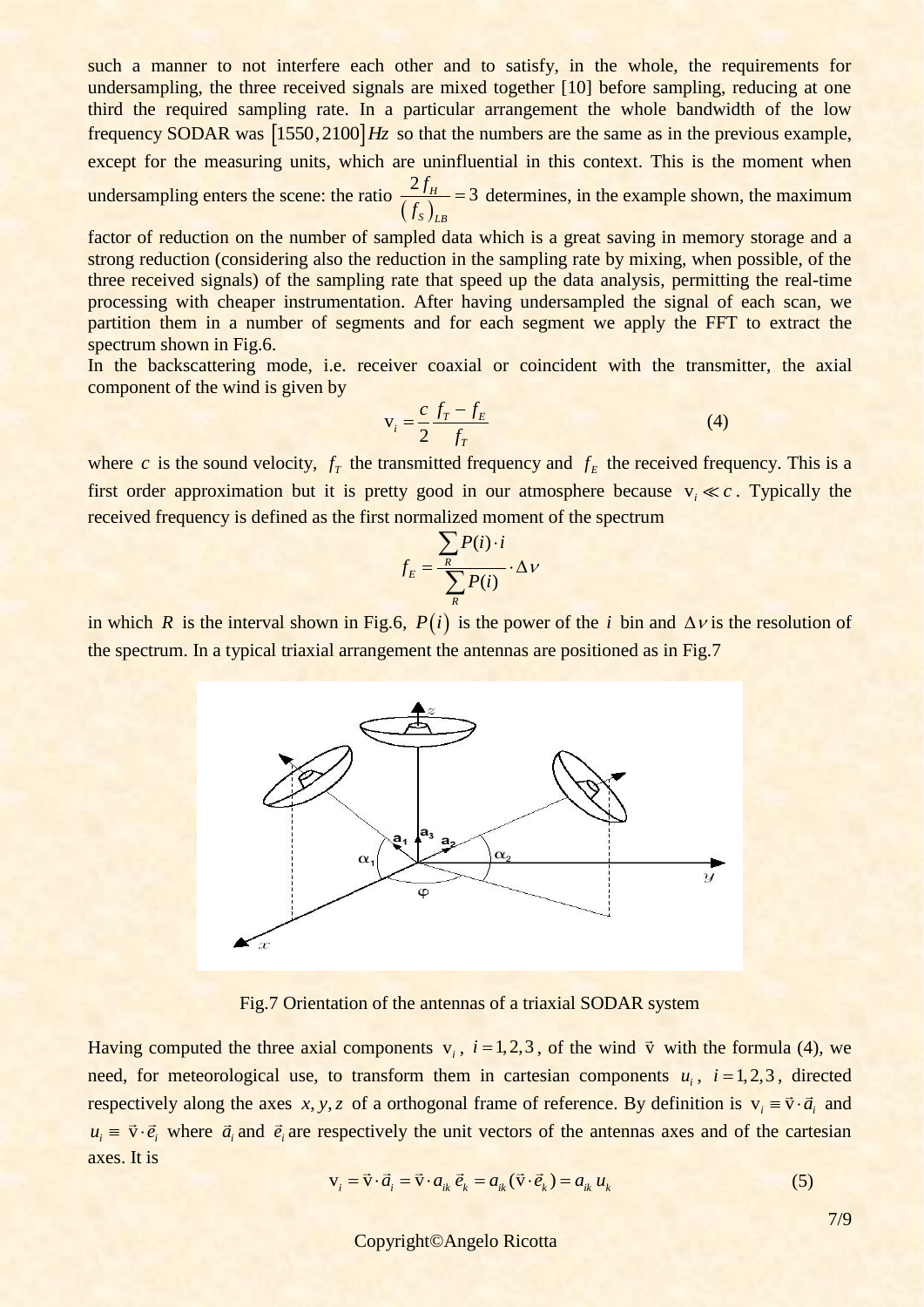such a manner to not interfere each other and to satisfy, in the whole, the requirements for undersampling, the three received signals are mixed together [10] before sampling, reducing at one third the required sampling rate. In a particular arrangement the whole bandwidth of the low frequency SODAR was $[1550, 2100]Hz$ so that the numbers are the same as in the previous example, except for the measuring units, which are uninfluential in this context. This is the moment when undersampling enters the scene: the ratio $\frac{2 f_H}{(f_S)_{LB}} = 3$ determines, in the example shown, the maximum factor of reduction on the number of sampled data which is a great saving in memory storage and a strong reduction (considering also the reduction in the sampling rate by mixing, when possible, of the three received signals) of the sampling rate that speed up the data analysis, permitting the real-time processing with cheaper instrumentation. After having undersampled the signal of each scan, we partition them in a number of segments and for each segment we apply the FFT to extract the spectrum shown in Fig.6.

In the backscattering mode, i.e. receiver coaxial or coincident with the transmitter, the axial component of the wind is given by

$$\mathrm{v}_i = \frac{c}{2} \frac{f_T - f_E}{f_T} \tag{4}$$

where $c$ is the sound velocity, $f_T$ the transmitted frequency and $f_E$ the received frequency. This is a first order approximation but it is pretty good in our atmosphere because $\mathrm{v}_i \ll c$. Typically the received frequency is defined as the first normalized moment of the spectrum

$$f_E = \frac{\sum_R P(i) \cdot i}{\sum_R P(i)} \cdot \Delta\nu$$

in which $R$ is the interval shown in Fig.6, $P(i)$ is the power of the $i$ bin and $\Delta\nu$ is the resolution of the spectrum. In a typical triaxial arrangement the antennas are positioned as in Fig.7

Fig.7 Orientation of the antennas of a triaxial SODAR system

Having computed the three axial components $\mathrm{v}_i$, $i = 1, 2, 3$, of the wind $\vec{\mathrm{v}}$ with the formula (4), we need, for meteorological use, to transform them in cartesian components $u_i$, $i = 1, 2, 3$, directed respectively along the axes $x, y, z$ of a orthogonal frame of reference. By definition is $\mathrm{v}_i \equiv \vec{\mathrm{v}} \cdot \vec{a}_i$ and $u_i \equiv \vec{\mathrm{v}} \cdot \vec{e}_i$ where $\vec{a}_i$ and $\vec{e}_i$ are respectively the unit vectors of the antennas axes and of the cartesian axes. It is

$$\mathrm{v}_i = \vec{\mathrm{v}} \cdot \vec{a}_i = \vec{\mathrm{v}} \cdot a_{ik} \, \vec{e}_k = a_{ik} (\vec{\mathrm{v}} \cdot \vec{e}_k) = a_{ik} \, u_k \tag{5}$$

Copyright©Angelo Ricotta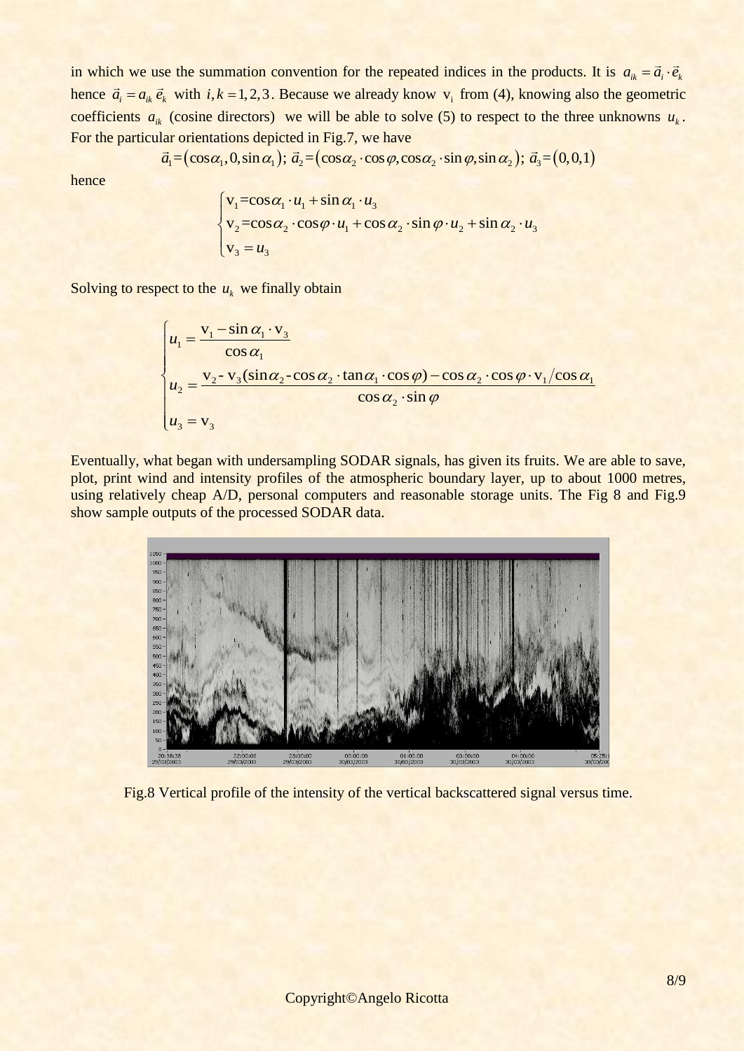in which we use the summation convention for the repeated indices in the products. It is $a_{ik} = \vec{a}_i \cdot \vec{e}_k$ hence $\vec{a}_i = a_{ik}\,\vec{e}_k$ with $i,k = 1,2,3$. Because we already know $\mathrm{v}_i$ from (4), knowing also the geometric coefficients $a_{ik}$ (cosine directors) we will be able to solve (5) to respect to the three unknowns $u_k$. For the particular orientations depicted in Fig.7, we have

$$\vec{a}_1 = (\cos\alpha_1, 0, \sin\alpha_1);\ \vec{a}_2 = (\cos\alpha_2 \cdot \cos\varphi, \cos\alpha_2 \cdot \sin\varphi, \sin\alpha_2);\ \vec{a}_3 = (0,0,1)$$

hence

$$\begin{cases} \mathrm{v}_1 = \cos\alpha_1 \cdot u_1 + \sin\alpha_1 \cdot u_3 \\ \mathrm{v}_2 = \cos\alpha_2 \cdot \cos\varphi \cdot u_1 + \cos\alpha_2 \cdot \sin\varphi \cdot u_2 + \sin\alpha_2 \cdot u_3 \\ \mathrm{v}_3 = u_3 \end{cases}$$

Solving to respect to the $u_k$ we finally obtain

$$\begin{cases} u_1 = \dfrac{\mathrm{v}_1 - \sin\alpha_1 \cdot \mathrm{v}_3}{\cos\alpha_1} \\ u_2 = \dfrac{\mathrm{v}_2 - \mathrm{v}_3(\sin\alpha_2 - \cos\alpha_2 \cdot \tan\alpha_1 \cdot \cos\varphi) - \cos\alpha_2 \cdot \cos\varphi \cdot \mathrm{v}_1 / \cos\alpha_1}{\cos\alpha_2 \cdot \sin\varphi} \\ u_3 = \mathrm{v}_3 \end{cases}$$

Eventually, what began with undersampling SODAR signals, has given its fruits. We are able to save, plot, print wind and intensity profiles of the atmospheric boundary layer, up to about 1000 metres, using relatively cheap A/D, personal computers and reasonable storage units. The Fig 8 and Fig.9 show sample outputs of the processed SODAR data.

Fig.8 Vertical profile of the intensity of the vertical backscattered signal versus time.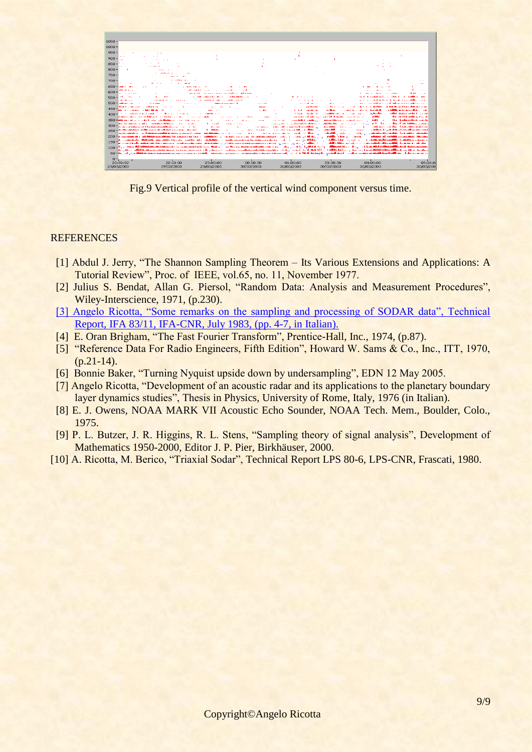Fig.9 Vertical profile of the vertical wind component versus time.

REFERENCES

[1] Abdul J. Jerry, "The Shannon Sampling Theorem – Its Various Extensions and Applications: A Tutorial Review", Proc. of IEEE, vol.65, no. 11, November 1977.

[2] Julius S. Bendat, Allan G. Piersol, "Random Data: Analysis and Measurement Procedures", Wiley-Interscience, 1971, (p.230).

[3] Angelo Ricotta, "Some remarks on the sampling and processing of SODAR data", Technical Report, IFA 83/11, IFA-CNR, July 1983, (pp. 4-7, in Italian).

[4] E. Oran Brigham, "The Fast Fourier Transform", Prentice-Hall, Inc., 1974, (p.87).

[5] "Reference Data For Radio Engineers, Fifth Edition", Howard W. Sams & Co., Inc., ITT, 1970, (p.21-14).

[6] Bonnie Baker, "Turning Nyquist upside down by undersampling", EDN 12 May 2005.

[7] Angelo Ricotta, "Development of an acoustic radar and its applications to the planetary boundary layer dynamics studies", Thesis in Physics, University of Rome, Italy, 1976 (in Italian).

[8] E. J. Owens, NOAA MARK VII Acoustic Echo Sounder, NOAA Tech. Mem., Boulder, Colo., 1975.

[9] P. L. Butzer, J. R. Higgins, R. L. Stens, "Sampling theory of signal analysis", Development of Mathematics 1950-2000, Editor J. P. Pier, Birkhäuser, 2000.

[10] A. Ricotta, M. Berico, "Triaxial Sodar", Technical Report LPS 80-6, LPS-CNR, Frascati, 1980.

Copyright©Angelo Ricotta